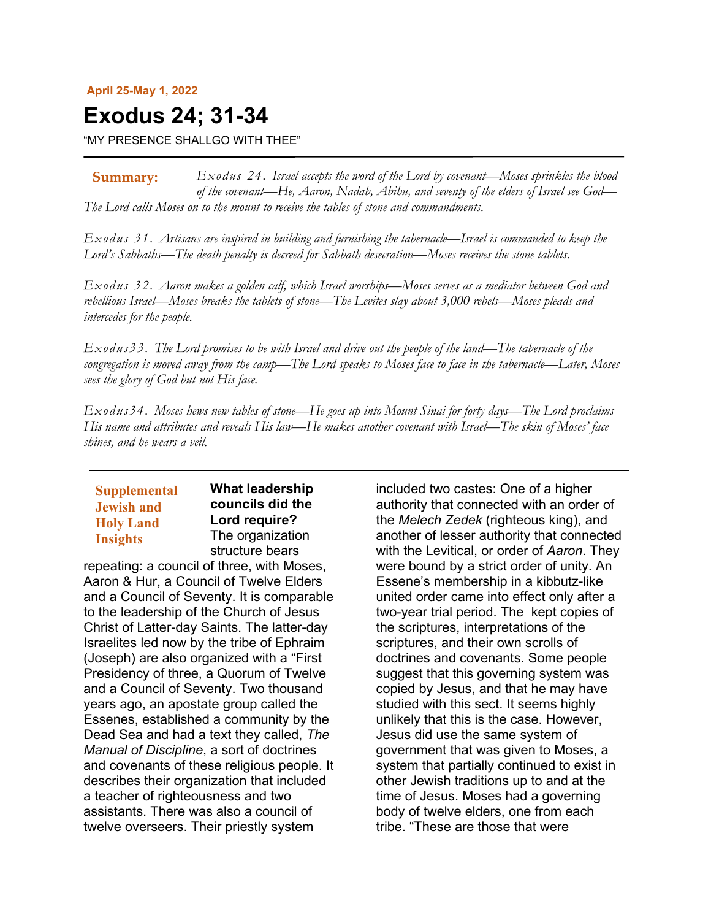**April 25-May 1, 2022**

# Exodus 24; 31-34

"MY PRESENCE SHALLGO WITH THEE"

**Summary:** *Exodus 24. Israel accepts the word of the Lord by covenant—Moses sprinkles the blood of the covenant—He, Aaron, Nadab, Abihu, and seventy of the elders of Israel see God—The Lord calls Moses on to the mount to receive the tables of stone and commandments.*

*Exodus 31. Artisans are inspired in building and furnishing the tabernacle—Israel is commanded to keep the Lord's Sabbaths—The death penalty is decreed for Sabbath desecration—Moses receives the stone tablets.*

*Exodus 32. Aaron makes a golden calf, which Israel worships—Moses serves as a mediator between God and rebellious Israel—Moses breaks the tablets of stone—The Levites slay about 3,000 rebels—Moses pleads and intercedes for the people.*

*Exodus33. The Lord promises to be with Israel and drive out the people of the land—The tabernacle of the congregation is moved away from the camp—The Lord speaks to Moses face to face in the tabernacle—Later, Moses sees the glory of God but not His face.*

*Exodus34. Moses hews new tables of stone—He goes up into Mount Sinai for forty days—The Lord proclaims His name and attributes and reveals His law—He makes another covenant with Israel—The skin of Moses' face shines, and he wears a veil.*

## Supplemental Jewish and Holy Land Insights

**What leadership councils did the Lord require?** The organization structure bears repeating: a council of three, with Moses, Aaron & Hur, a Council of Twelve Elders and a Council of Seventy. It is comparable to the leadership of the Church of Jesus Christ of Latter-day Saints. The latter-day Israelites led now by the tribe of Ephraim (Joseph) are also organized with a "First Presidency of three, a Quorum of Twelve and a Council of Seventy. Two thousand years ago, an apostate group called the Essenes, established a community by the Dead Sea and had a text they called, *The Manual of Discipline*, a sort of doctrines and covenants of these religious people. It describes their organization that included a teacher of righteousness and two assistants. There was also a council of twelve overseers. Their priestly system included two castes: One of a higher authority that connected with an order of the *Melech Zedek* (righteous king), and another of lesser authority that connected with the Levitical, or order of *Aaron*. They were bound by a strict order of unity. An Essene's membership in a kibbutz-like united order came into effect only after a two-year trial period. The kept copies of the scriptures, interpretations of the scriptures, and their own scrolls of doctrines and covenants. Some people suggest that this governing system was copied by Jesus, and that he may have studied with this sect. It seems highly unlikely that this is the case. However, Jesus did use the same system of government that was given to Moses, a system that partially continued to exist in other Jewish traditions up to and at the time of Jesus. Moses had a governing body of twelve elders, one from each tribe. "These are those that were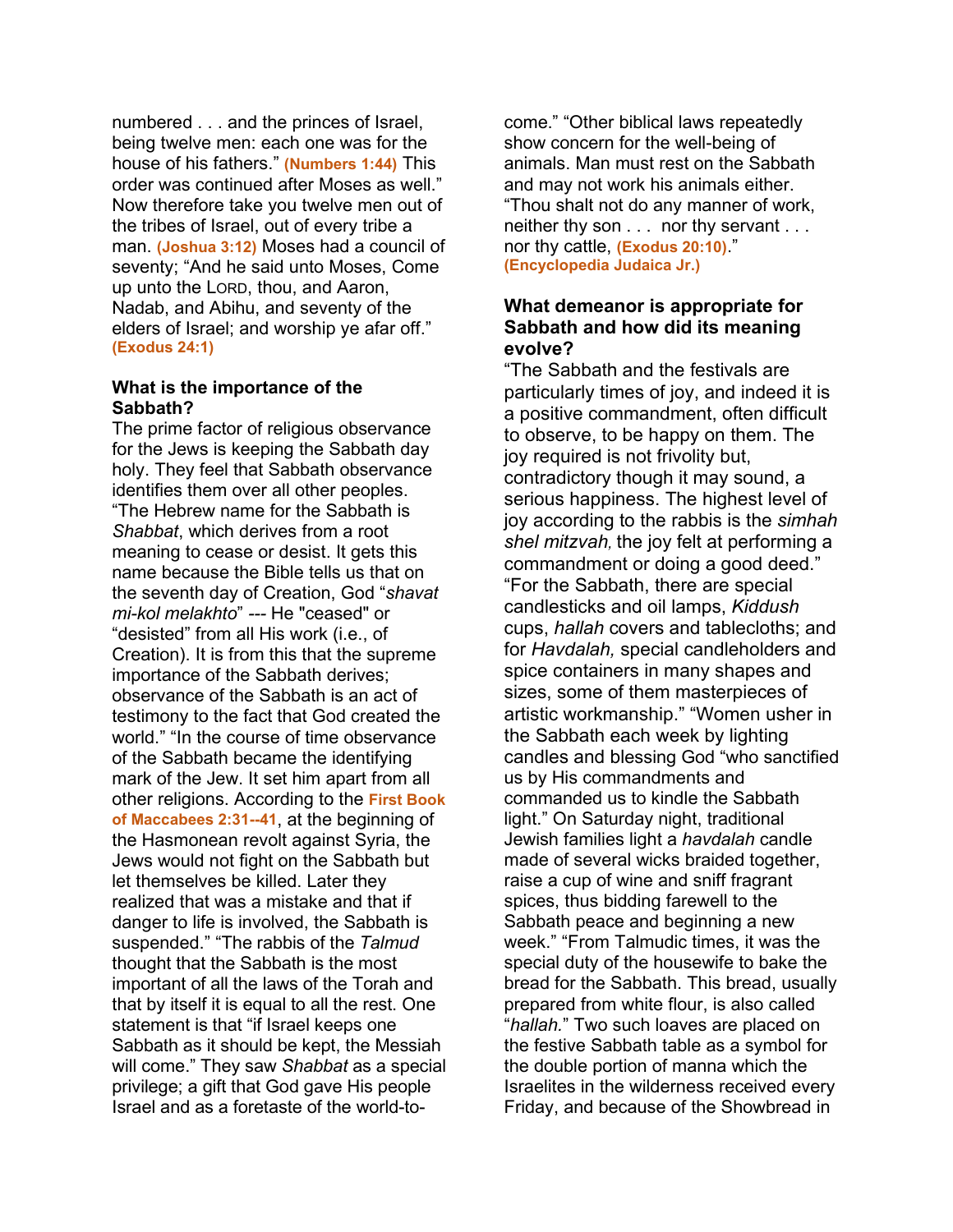numbered . . . and the princes of Israel, being twelve men: each one was for the house of his fathers." **(Numbers 1:44)** This order was continued after Moses as well." Now therefore take you twelve men out of the tribes of Israel, out of every tribe a man. **(Joshua 3:12)** Moses had a council of seventy; "And he said unto Moses, Come up unto the LORD, thou, and Aaron, Nadab, and Abihu, and seventy of the elders of Israel; and worship ye afar off." **(Exodus 24:1)**

### What is the importance of the Sabbath?

The prime factor of religious observance for the Jews is keeping the Sabbath day holy. They feel that Sabbath observance identifies them over all other peoples. "The Hebrew name for the Sabbath is *Shabbat*, which derives from a root meaning to cease or desist. It gets this name because the Bible tells us that on the seventh day of Creation, God "*shavat mi-kol melakhto*" --- He "ceased" or "desisted" from all His work (i.e., of Creation). It is from this that the supreme importance of the Sabbath derives; observance of the Sabbath is an act of testimony to the fact that God created the world." "In the course of time observance of the Sabbath became the identifying mark of the Jew. It set him apart from all other religions. According to the **First Book of Maccabees 2:31--41**, at the beginning of the Hasmonean revolt against Syria, the Jews would not fight on the Sabbath but let themselves be killed. Later they realized that was a mistake and that if danger to life is involved, the Sabbath is suspended." "The rabbis of the *Talmud* thought that the Sabbath is the most important of all the laws of the Torah and that by itself it is equal to all the rest. One statement is that "if Israel keeps one Sabbath as it should be kept, the Messiah will come." They saw *Shabbat* as a special privilege; a gift that God gave His people Israel and as a foretaste of the world-to-come." "Other biblical laws repeatedly show concern for the well-being of animals. Man must rest on the Sabbath and may not work his animals either. "Thou shalt not do any manner of work, neither thy son . . . nor thy servant . . . nor thy cattle, **(Exodus 20:10)**." **(Encyclopedia Judaica Jr.)**

### What demeanor is appropriate for Sabbath and how did its meaning evolve?

"The Sabbath and the festivals are particularly times of joy, and indeed it is a positive commandment, often difficult to observe, to be happy on them. The joy required is not frivolity but, contradictory though it may sound, a serious happiness. The highest level of joy according to the rabbis is the *simhah shel mitzvah,* the joy felt at performing a commandment or doing a good deed." "For the Sabbath, there are special candlesticks and oil lamps, *Kiddush* cups, *hallah* covers and tablecloths; and for *Havdalah,* special candleholders and spice containers in many shapes and sizes, some of them masterpieces of artistic workmanship." "Women usher in the Sabbath each week by lighting candles and blessing God "who sanctified us by His commandments and commanded us to kindle the Sabbath light." On Saturday night, traditional Jewish families light a *havdalah* candle made of several wicks braided together, raise a cup of wine and sniff fragrant spices, thus bidding farewell to the Sabbath peace and beginning a new week." "From Talmudic times, it was the special duty of the housewife to bake the bread for the Sabbath. This bread, usually prepared from white flour, is also called "*hallah.*" Two such loaves are placed on the festive Sabbath table as a symbol for the double portion of manna which the Israelites in the wilderness received every Friday, and because of the Showbread in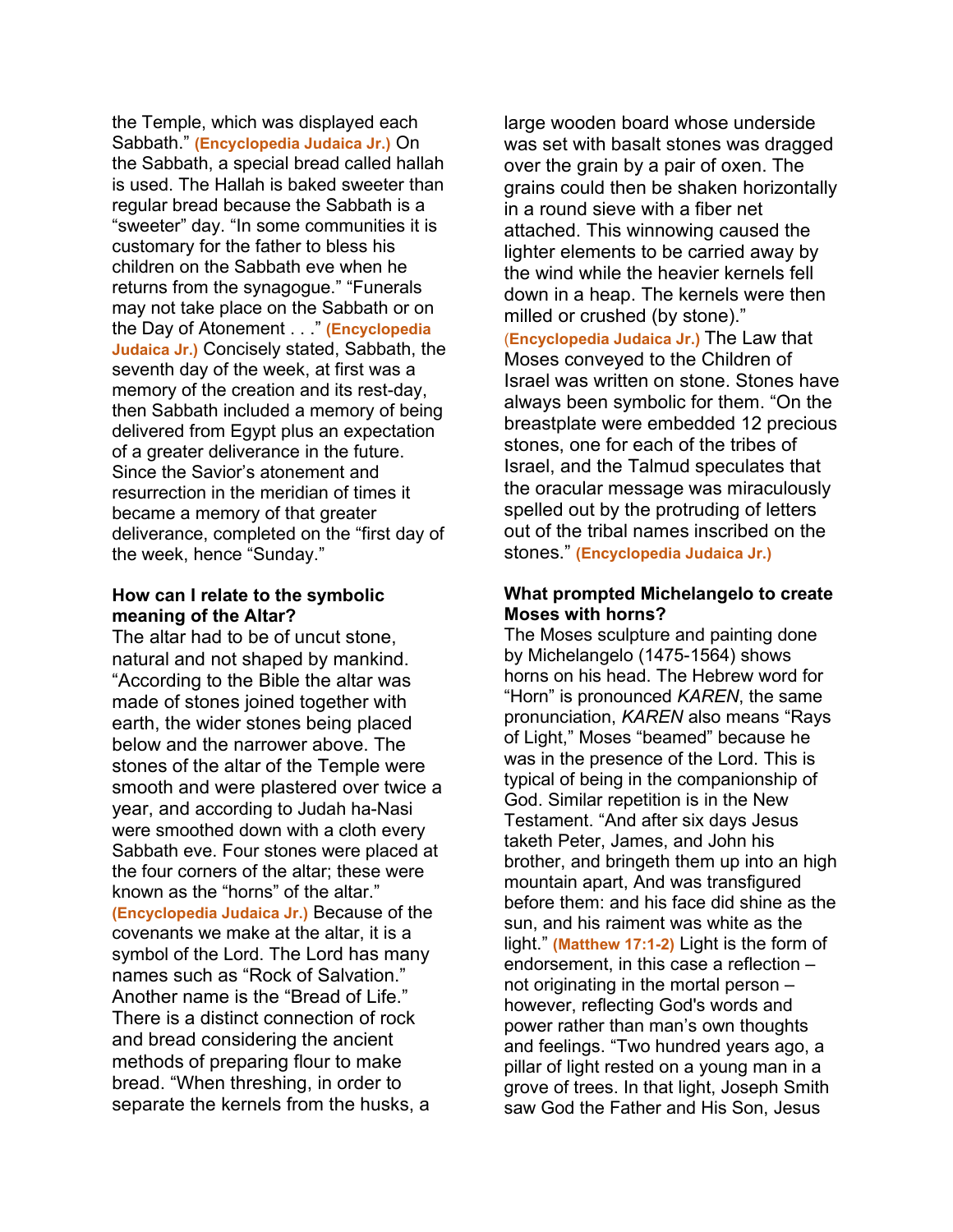the Temple, which was displayed each Sabbath." (Encyclopedia Judaica Jr.) On the Sabbath, a special bread called hallah is used. The Hallah is baked sweeter than regular bread because the Sabbath is a "sweeter" day. "In some communities it is customary for the father to bless his children on the Sabbath eve when he returns from the synagogue." "Funerals may not take place on the Sabbath or on the Day of Atonement . . ." (Encyclopedia Judaica Jr.) Concisely stated, Sabbath, the seventh day of the week, at first was a memory of the creation and its rest-day, then Sabbath included a memory of being delivered from Egypt plus an expectation of a greater deliverance in the future. Since the Savior's atonement and resurrection in the meridian of times it became a memory of that greater deliverance, completed on the "first day of the week, hence "Sunday."

**How can I relate to the symbolic meaning of the Altar?**

The altar had to be of uncut stone, natural and not shaped by mankind. "According to the Bible the altar was made of stones joined together with earth, the wider stones being placed below and the narrower above. The stones of the altar of the Temple were smooth and were plastered over twice a year, and according to Judah ha-Nasi were smoothed down with a cloth every Sabbath eve. Four stones were placed at the four corners of the altar; these were known as the "horns" of the altar." (Encyclopedia Judaica Jr.) Because of the covenants we make at the altar, it is a symbol of the Lord. The Lord has many names such as "Rock of Salvation." Another name is the "Bread of Life." There is a distinct connection of rock and bread considering the ancient methods of preparing flour to make bread. "When threshing, in order to separate the kernels from the husks, a large wooden board whose underside was set with basalt stones was dragged over the grain by a pair of oxen. The grains could then be shaken horizontally in a round sieve with a fiber net attached. This winnowing caused the lighter elements to be carried away by the wind while the heavier kernels fell down in a heap. The kernels were then milled or crushed (by stone)." (Encyclopedia Judaica Jr.) The Law that Moses conveyed to the Children of Israel was written on stone. Stones have always been symbolic for them. "On the breastplate were embedded 12 precious stones, one for each of the tribes of Israel, and the Talmud speculates that the oracular message was miraculously spelled out by the protruding of letters out of the tribal names inscribed on the stones." (Encyclopedia Judaica Jr.)

**What prompted Michelangelo to create Moses with horns?**

The Moses sculpture and painting done by Michelangelo (1475-1564) shows horns on his head. The Hebrew word for "Horn" is pronounced *KAREN*, the same pronunciation, *KAREN* also means "Rays of Light," Moses "beamed" because he was in the presence of the Lord. This is typical of being in the companionship of God. Similar repetition is in the New Testament. "And after six days Jesus taketh Peter, James, and John his brother, and bringeth them up into an high mountain apart, And was transfigured before them: and his face did shine as the sun, and his raiment was white as the light." (Matthew 17:1-2) Light is the form of endorsement, in this case a reflection – not originating in the mortal person – however, reflecting God's words and power rather than man's own thoughts and feelings. "Two hundred years ago, a pillar of light rested on a young man in a grove of trees. In that light, Joseph Smith saw God the Father and His Son, Jesus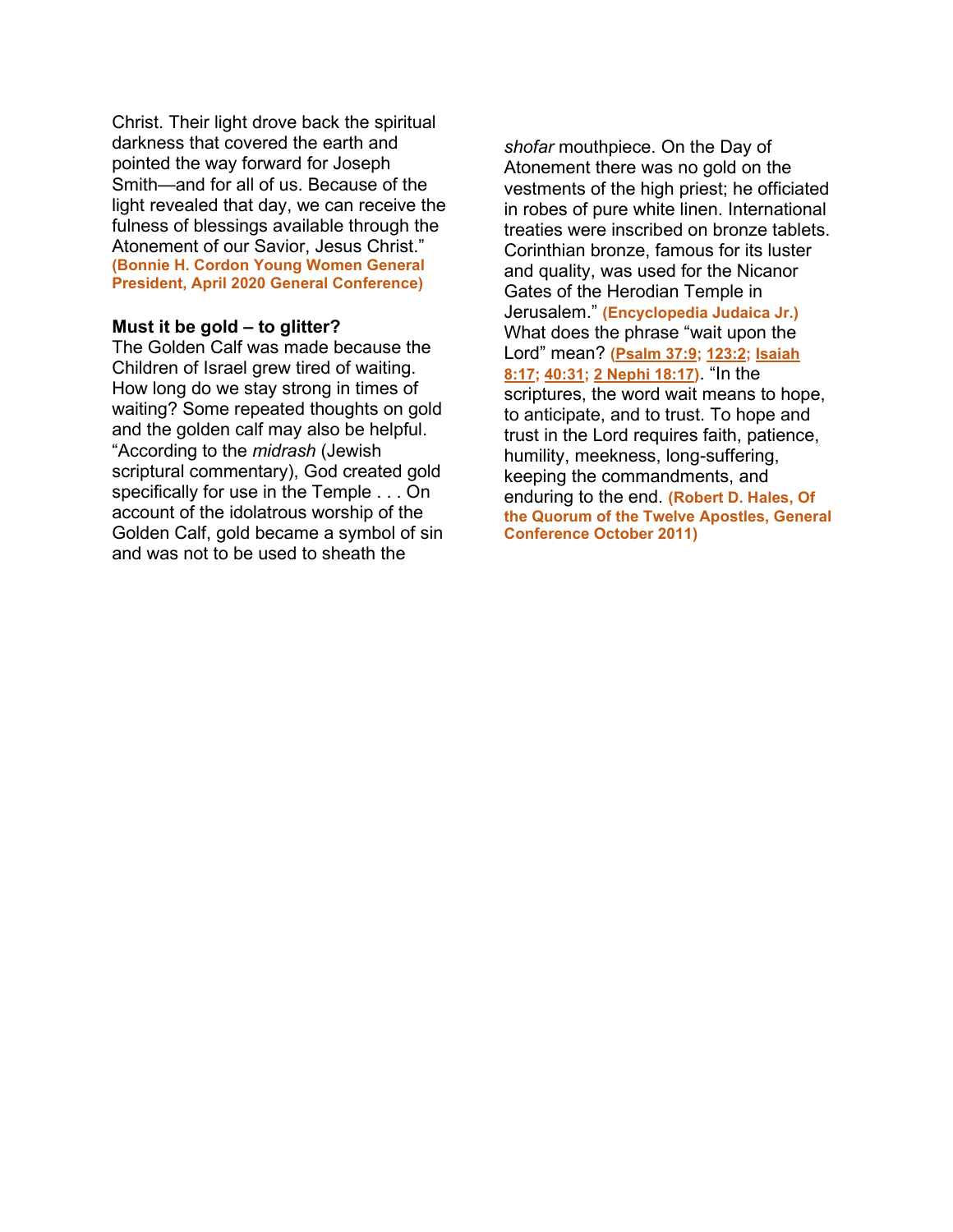Christ. Their light drove back the spiritual darkness that covered the earth and pointed the way forward for Joseph Smith—and for all of us. Because of the light revealed that day, we can receive the fulness of blessings available through the Atonement of our Savior, Jesus Christ." **(Bonnie H. Cordon Young Women General President, April 2020 General Conference)**

**Must it be gold – to glitter?**
The Golden Calf was made because the Children of Israel grew tired of waiting. How long do we stay strong in times of waiting? Some repeated thoughts on gold and the golden calf may also be helpful. "According to the *midrash* (Jewish scriptural commentary), God created gold specifically for use in the Temple . . . On account of the idolatrous worship of the Golden Calf, gold became a symbol of sin and was not to be used to sheath the *shofar* mouthpiece. On the Day of Atonement there was no gold on the vestments of the high priest; he officiated in robes of pure white linen. International treaties were inscribed on bronze tablets. Corinthian bronze, famous for its luster and quality, was used for the Nicanor Gates of the Herodian Temple in Jerusalem." **(Encyclopedia Judaica Jr.)** What does the phrase "wait upon the Lord" mean? **(Psalm 37:9; 123:2; Isaiah 8:17; 40:31; 2 Nephi 18:17)**. "In the scriptures, the word wait means to hope, to anticipate, and to trust. To hope and trust in the Lord requires faith, patience, humility, meekness, long-suffering, keeping the commandments, and enduring to the end. **(Robert D. Hales, Of the Quorum of the Twelve Apostles, General Conference October 2011)**